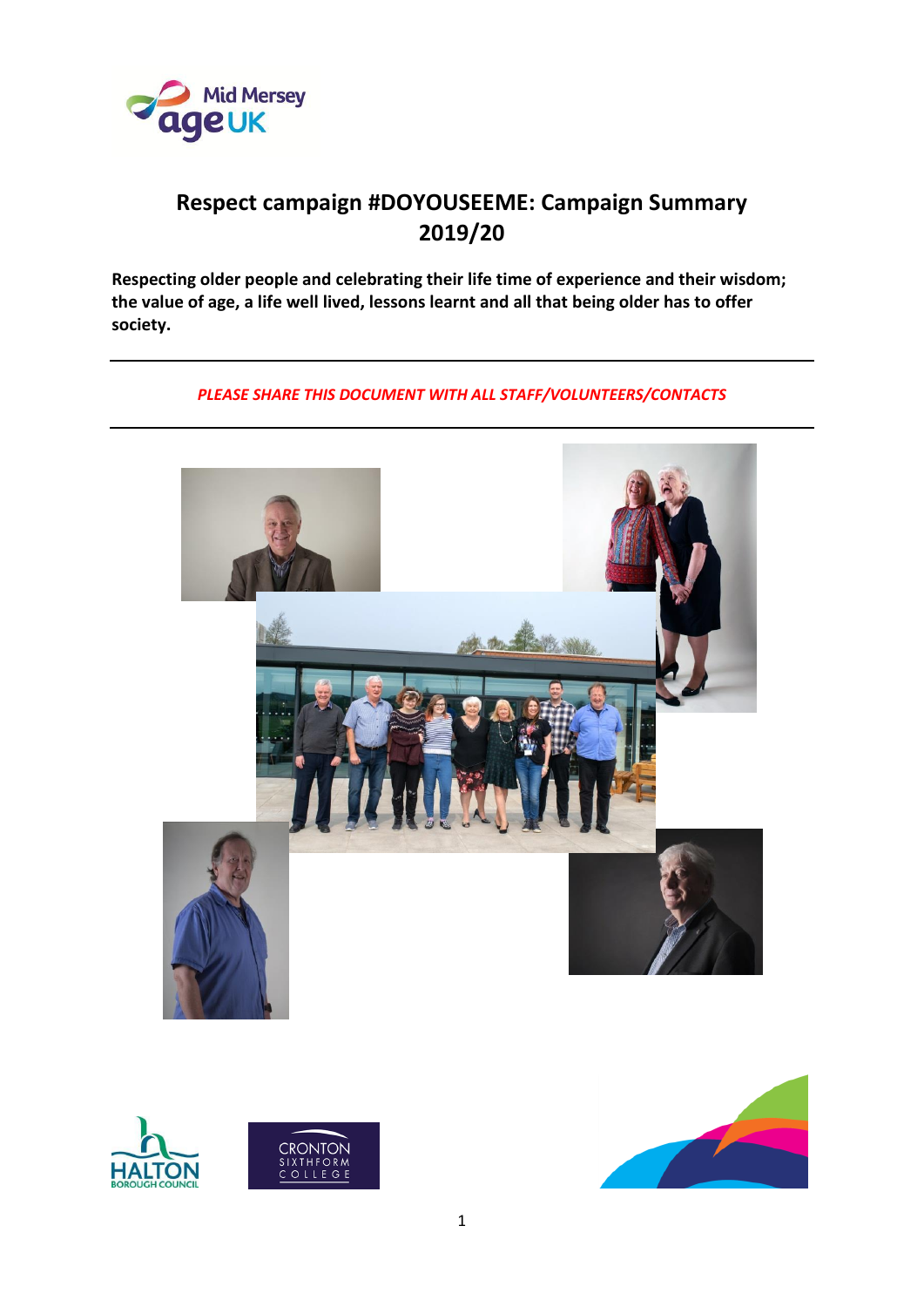# Respect campaign #DOYOUSEEME: Campaign Summary 2019/20

**Respecting older people and celebrating their life time of experience and their wisdom; the value of age, a life well lived, lessons learnt and all that being older has to offer society.**

---

***PLEASE SHARE THIS DOCUMENT WITH ALL STAFF/VOLUNTEERS/CONTACTS***

---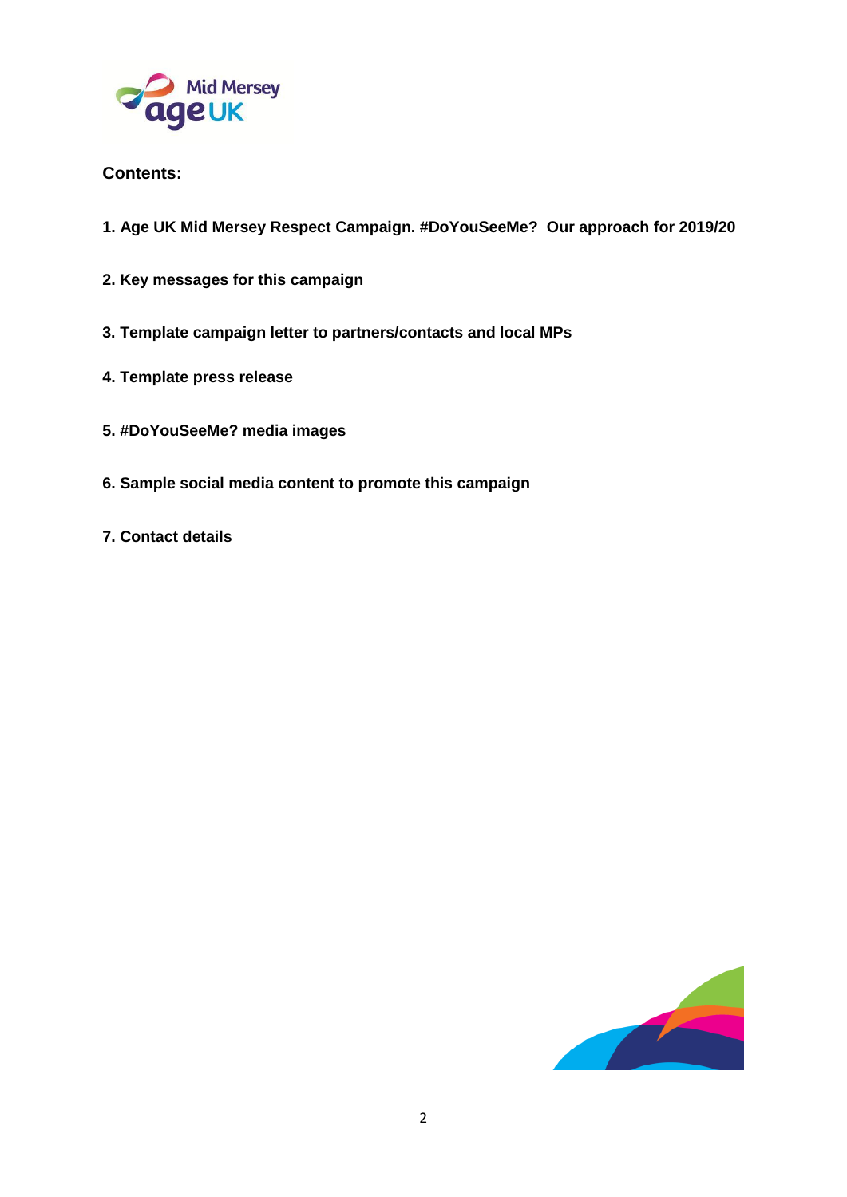**Contents:**

1. Age UK Mid Mersey Respect Campaign. #DoYouSeeMe? Our approach for 2019/20
2. Key messages for this campaign
3. Template campaign letter to partners/contacts and local MPs
4. Template press release
5. #DoYouSeeMe? media images
6. Sample social media content to promote this campaign
7. Contact details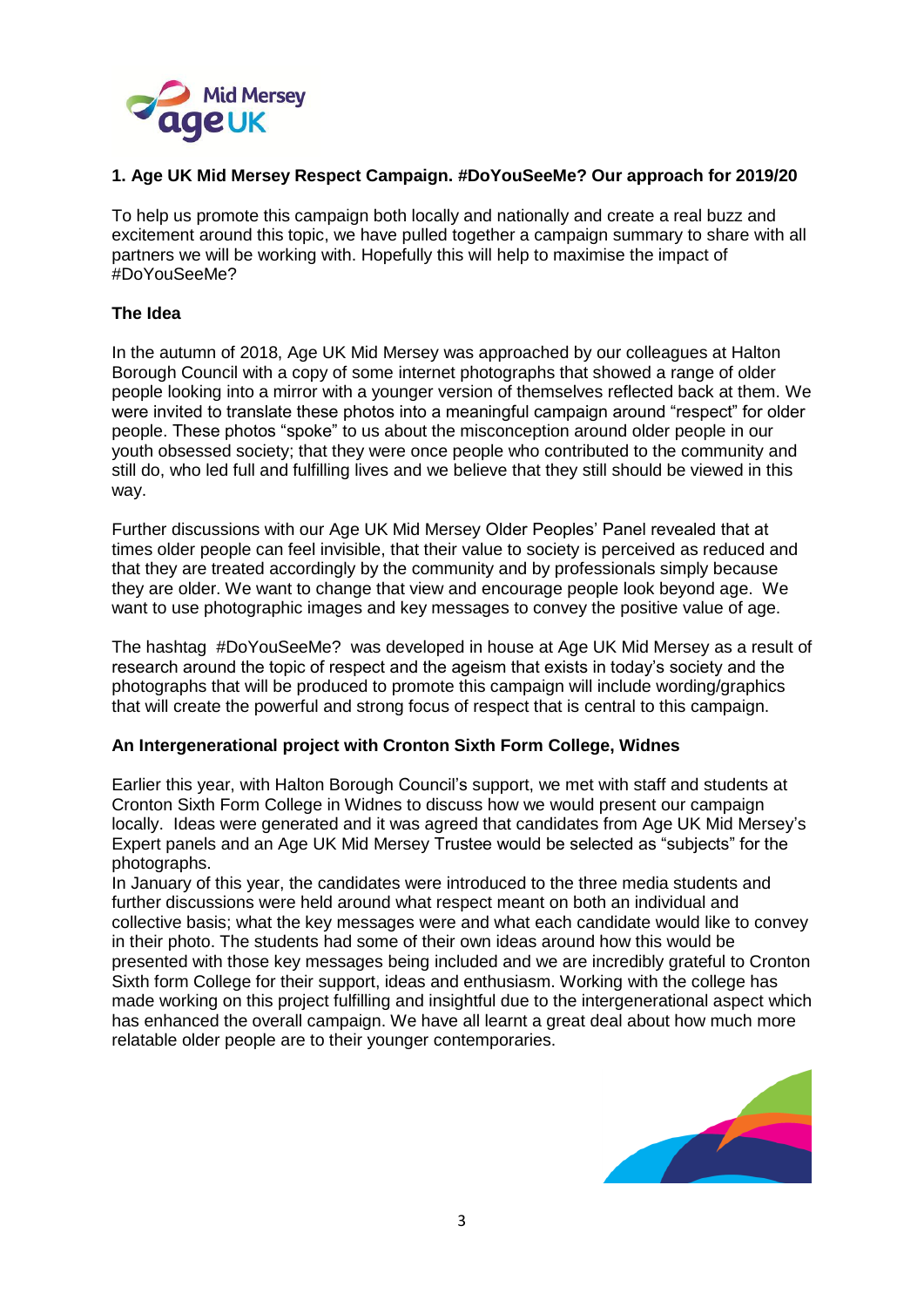### 1. Age UK Mid Mersey Respect Campaign. #DoYouSeeMe? Our approach for 2019/20

To help us promote this campaign both locally and nationally and create a real buzz and excitement around this topic, we have pulled together a campaign summary to share with all partners we will be working with. Hopefully this will help to maximise the impact of #DoYouSeeMe?

**The Idea**

In the autumn of 2018, Age UK Mid Mersey was approached by our colleagues at Halton Borough Council with a copy of some internet photographs that showed a range of older people looking into a mirror with a younger version of themselves reflected back at them. We were invited to translate these photos into a meaningful campaign around "respect" for older people. These photos "spoke" to us about the misconception around older people in our youth obsessed society; that they were once people who contributed to the community and still do, who led full and fulfilling lives and we believe that they still should be viewed in this way.

Further discussions with our Age UK Mid Mersey Older Peoples' Panel revealed that at times older people can feel invisible, that their value to society is perceived as reduced and that they are treated accordingly by the community and by professionals simply because they are older. We want to change that view and encourage people look beyond age. We want to use photographic images and key messages to convey the positive value of age.

The hashtag #DoYouSeeMe? was developed in house at Age UK Mid Mersey as a result of research around the topic of respect and the ageism that exists in today's society and the photographs that will be produced to promote this campaign will include wording/graphics that will create the powerful and strong focus of respect that is central to this campaign.

**An Intergenerational project with Cronton Sixth Form College, Widnes**

Earlier this year, with Halton Borough Council's support, we met with staff and students at Cronton Sixth Form College in Widnes to discuss how we would present our campaign locally. Ideas were generated and it was agreed that candidates from Age UK Mid Mersey's Expert panels and an Age UK Mid Mersey Trustee would be selected as "subjects" for the photographs.

In January of this year, the candidates were introduced to the three media students and further discussions were held around what respect meant on both an individual and collective basis; what the key messages were and what each candidate would like to convey in their photo. The students had some of their own ideas around how this would be presented with those key messages being included and we are incredibly grateful to Cronton Sixth form College for their support, ideas and enthusiasm. Working with the college has made working on this project fulfilling and insightful due to the intergenerational aspect which has enhanced the overall campaign. We have all learnt a great deal about how much more relatable older people are to their younger contemporaries.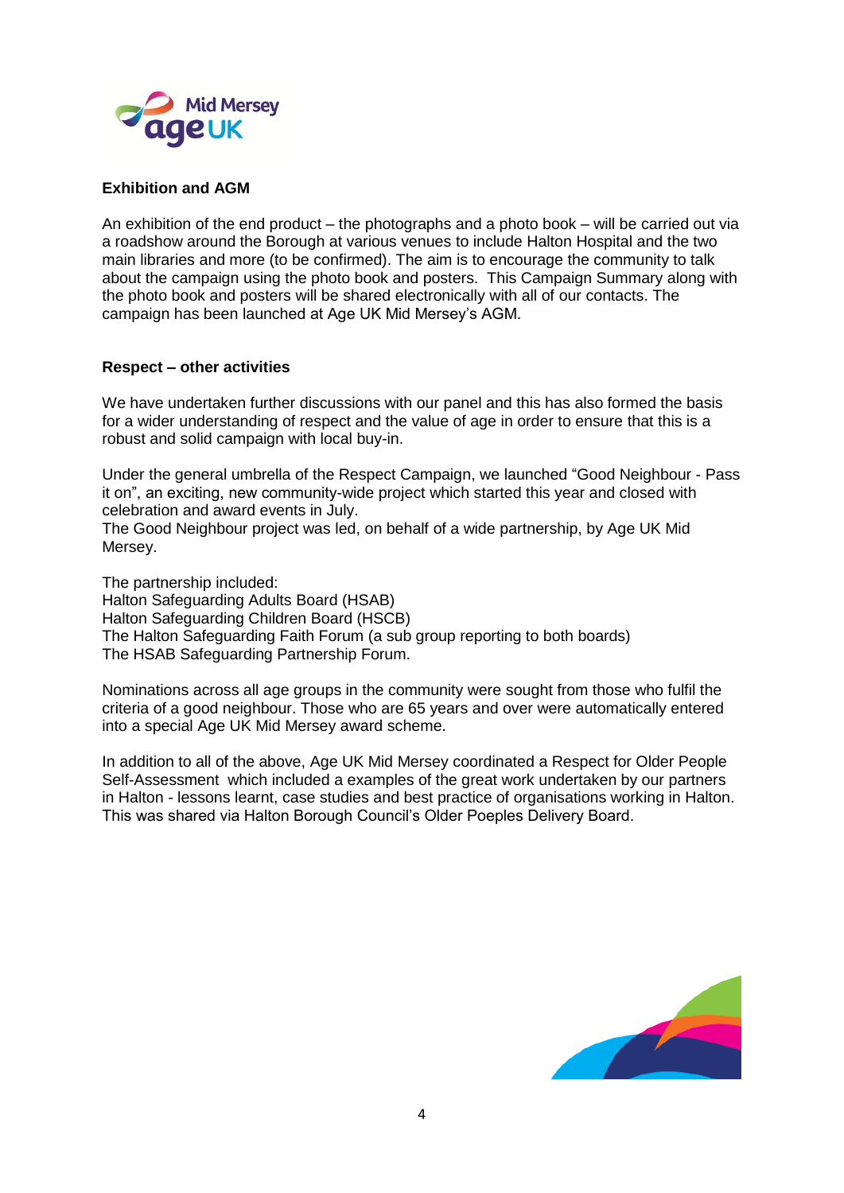**Exhibition and AGM**

An exhibition of the end product – the photographs and a photo book – will be carried out via a roadshow around the Borough at various venues to include Halton Hospital and the two main libraries and more (to be confirmed). The aim is to encourage the community to talk about the campaign using the photo book and posters. This Campaign Summary along with the photo book and posters will be shared electronically with all of our contacts. The campaign has been launched at Age UK Mid Mersey's AGM.

**Respect – other activities**

We have undertaken further discussions with our panel and this has also formed the basis for a wider understanding of respect and the value of age in order to ensure that this is a robust and solid campaign with local buy-in.

Under the general umbrella of the Respect Campaign, we launched "Good Neighbour - Pass it on", an exciting, new community-wide project which started this year and closed with celebration and award events in July.
The Good Neighbour project was led, on behalf of a wide partnership, by Age UK Mid Mersey.

The partnership included:
Halton Safeguarding Adults Board (HSAB)
Halton Safeguarding Children Board (HSCB)
The Halton Safeguarding Faith Forum (a sub group reporting to both boards)
The HSAB Safeguarding Partnership Forum.

Nominations across all age groups in the community were sought from those who fulfil the criteria of a good neighbour. Those who are 65 years and over were automatically entered into a special Age UK Mid Mersey award scheme.

In addition to all of the above, Age UK Mid Mersey coordinated a Respect for Older People Self-Assessment which included a examples of the great work undertaken by our partners in Halton - lessons learnt, case studies and best practice of organisations working in Halton. This was shared via Halton Borough Council's Older Poeples Delivery Board.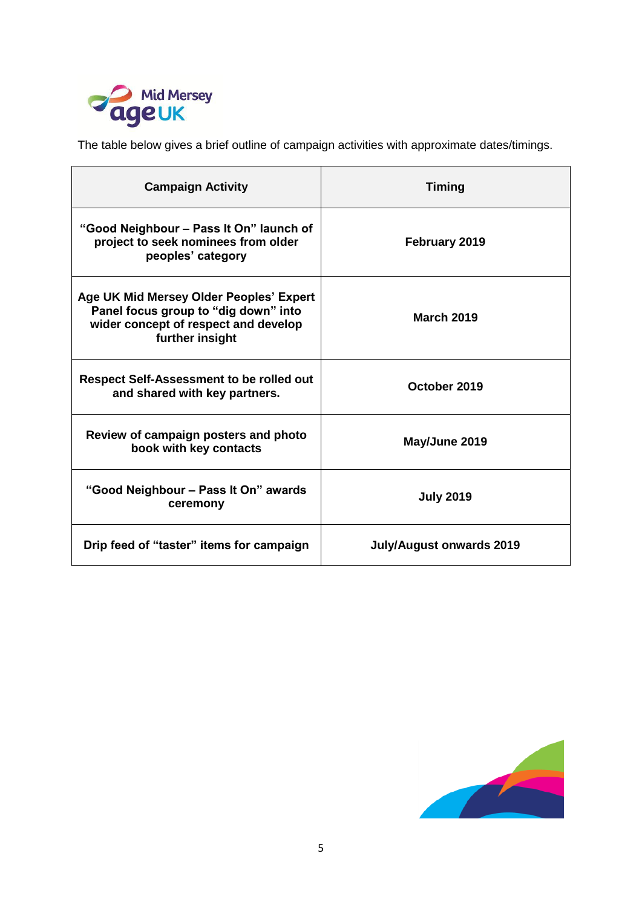The table below gives a brief outline of campaign activities with approximate dates/timings.

| Campaign Activity | Timing |
| --- | --- |
| **"Good Neighbour – Pass It On" launch of project to seek nominees from older peoples' category** | **February 2019** |
| **Age UK Mid Mersey Older Peoples' Expert Panel focus group to "dig down" into wider concept of respect and develop further insight** | **March 2019** |
| **Respect Self-Assessment to be rolled out and shared with key partners.** | **October 2019** |
| **Review of campaign posters and photo book with key contacts** | **May/June 2019** |
| **"Good Neighbour – Pass It On" awards ceremony** | **July 2019** |
| **Drip feed of "taster" items for campaign** | **July/August onwards 2019** |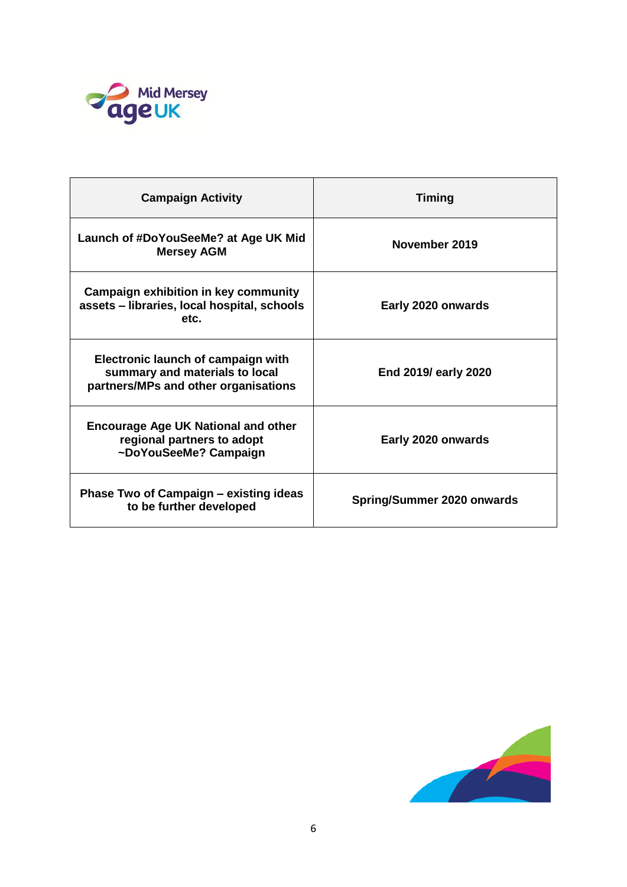| Campaign Activity | Timing |
| --- | --- |
| Launch of #DoYouSeeMe? at Age UK Mid Mersey AGM | November 2019 |
| Campaign exhibition in key community assets – libraries, local hospital, schools etc. | Early 2020 onwards |
| Electronic launch of campaign with summary and materials to local partners/MPs and other organisations | End 2019/ early 2020 |
| Encourage Age UK National and other regional partners to adopt ~DoYouSeeMe? Campaign | Early 2020 onwards |
| Phase Two of Campaign – existing ideas to be further developed | Spring/Summer 2020 onwards |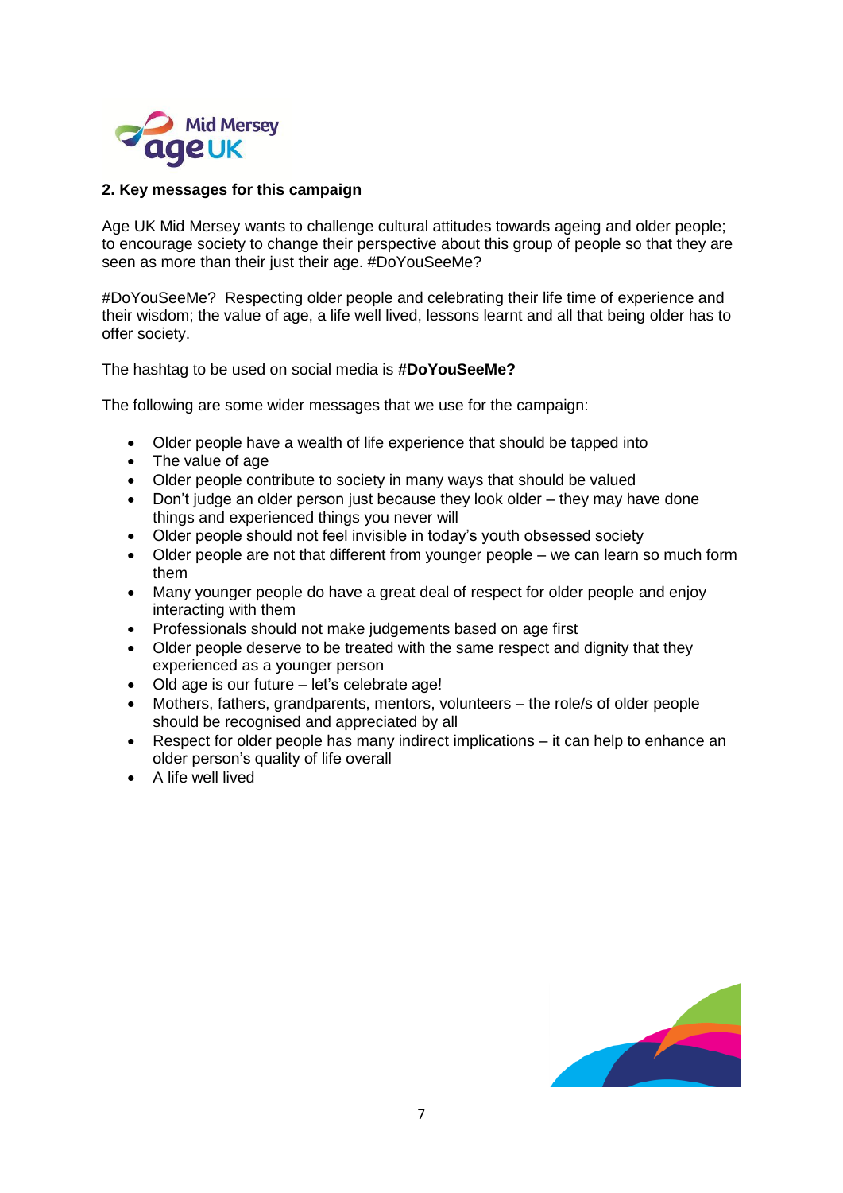## 2. Key messages for this campaign

Age UK Mid Mersey wants to challenge cultural attitudes towards ageing and older people; to encourage society to change their perspective about this group of people so that they are seen as more than their just their age. #DoYouSeeMe?

#DoYouSeeMe? Respecting older people and celebrating their life time of experience and their wisdom; the value of age, a life well lived, lessons learnt and all that being older has to offer society.

The hashtag to be used on social media is **#DoYouSeeMe?**

The following are some wider messages that we use for the campaign:

- Older people have a wealth of life experience that should be tapped into
- The value of age
- Older people contribute to society in many ways that should be valued
- Don't judge an older person just because they look older – they may have done things and experienced things you never will
- Older people should not feel invisible in today's youth obsessed society
- Older people are not that different from younger people – we can learn so much form them
- Many younger people do have a great deal of respect for older people and enjoy interacting with them
- Professionals should not make judgements based on age first
- Older people deserve to be treated with the same respect and dignity that they experienced as a younger person
- Old age is our future – let's celebrate age!
- Mothers, fathers, grandparents, mentors, volunteers – the role/s of older people should be recognised and appreciated by all
- Respect for older people has many indirect implications – it can help to enhance an older person's quality of life overall
- A life well lived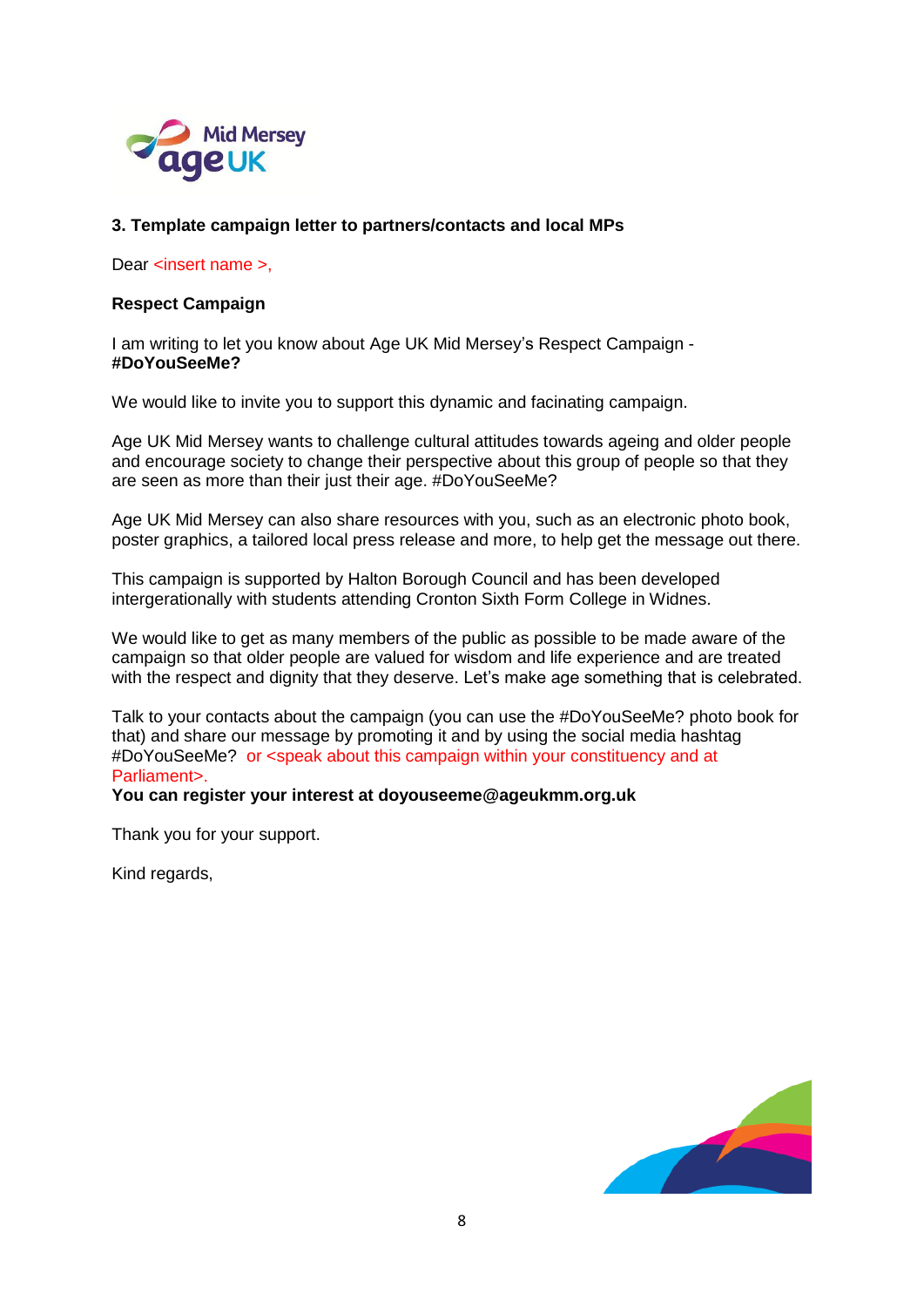### 3. Template campaign letter to partners/contacts and local MPs

Dear <insert name >,

**Respect Campaign**

I am writing to let you know about Age UK Mid Mersey's Respect Campaign - **#DoYouSeeMe?**

We would like to invite you to support this dynamic and facinating campaign.

Age UK Mid Mersey wants to challenge cultural attitudes towards ageing and older people and encourage society to change their perspective about this group of people so that they are seen as more than their just their age. #DoYouSeeMe?

Age UK Mid Mersey can also share resources with you, such as an electronic photo book, poster graphics, a tailored local press release and more, to help get the message out there.

This campaign is supported by Halton Borough Council and has been developed intergerationally with students attending Cronton Sixth Form College in Widnes.

We would like to get as many members of the public as possible to be made aware of the campaign so that older people are valued for wisdom and life experience and are treated with the respect and dignity that they deserve. Let's make age something that is celebrated.

Talk to your contacts about the campaign (you can use the #DoYouSeeMe? photo book for that) and share our message by promoting it and by using the social media hashtag #DoYouSeeMe? or <speak about this campaign within your constituency and at Parliament>.

**You can register your interest at doyouseeme@ageukmm.org.uk**

Thank you for your support.

Kind regards,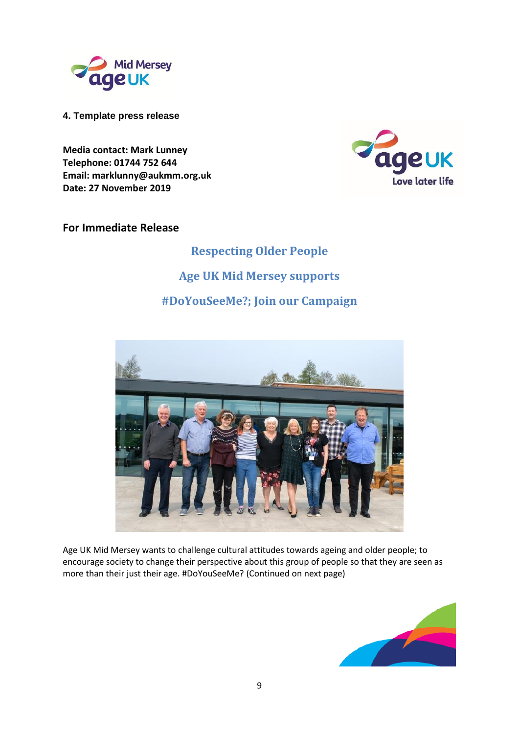**4. Template press release**

**Media contact: Mark Lunney**
**Telephone: 01744 752 644**
**Email: marklunny@aukmm.org.uk**
**Date: 27 November 2019**

**For Immediate Release**

## Respecting Older People

## Age UK Mid Mersey supports

## #DoYouSeeMe?; Join our Campaign

Age UK Mid Mersey wants to challenge cultural attitudes towards ageing and older people; to encourage society to change their perspective about this group of people so that they are seen as more than their just their age. #DoYouSeeMe? (Continued on next page)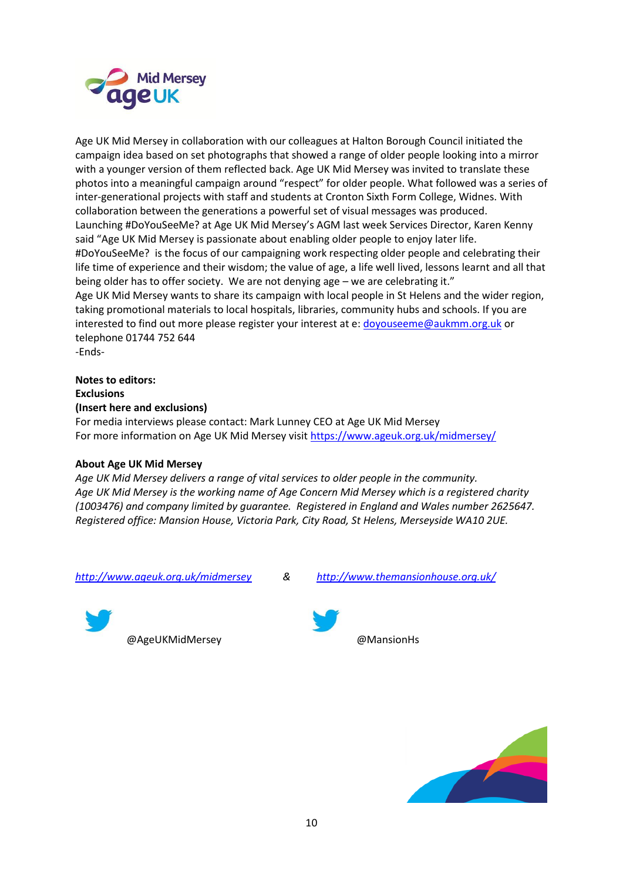Age UK Mid Mersey in collaboration with our colleagues at Halton Borough Council initiated the campaign idea based on set photographs that showed a range of older people looking into a mirror with a younger version of them reflected back. Age UK Mid Mersey was invited to translate these photos into a meaningful campaign around "respect" for older people. What followed was a series of inter-generational projects with staff and students at Cronton Sixth Form College, Widnes. With collaboration between the generations a powerful set of visual messages was produced.
Launching #DoYouSeeMe? at Age UK Mid Mersey's AGM last week Services Director, Karen Kenny said "Age UK Mid Mersey is passionate about enabling older people to enjoy later life. #DoYouSeeMe? is the focus of our campaigning work respecting older people and celebrating their life time of experience and their wisdom; the value of age, a life well lived, lessons learnt and all that being older has to offer society. We are not denying age – we are celebrating it."
Age UK Mid Mersey wants to share its campaign with local people in St Helens and the wider region, taking promotional materials to local hospitals, libraries, community hubs and schools. If you are interested to find out more please register your interest at e: doyouseeme@aukmm.org.uk or telephone 01744 752 644
-Ends-

**Notes to editors:**
**Exclusions**
**(Insert here and exclusions)**
For media interviews please contact: Mark Lunney CEO at Age UK Mid Mersey
For more information on Age UK Mid Mersey visit https://www.ageuk.org.uk/midmersey/

**About Age UK Mid Mersey**
*Age UK Mid Mersey delivers a range of vital services to older people in the community.*
*Age UK Mid Mersey is the working name of Age Concern Mid Mersey which is a registered charity (1003476) and company limited by guarantee. Registered in England and Wales number 2625647. Registered office: Mansion House, Victoria Park, City Road, St Helens, Merseyside WA10 2UE.*

*http://www.ageuk.org.uk/midmersey* & *http://www.themansionhouse.org.uk/*

@AgeUKMidMersey

@MansionHs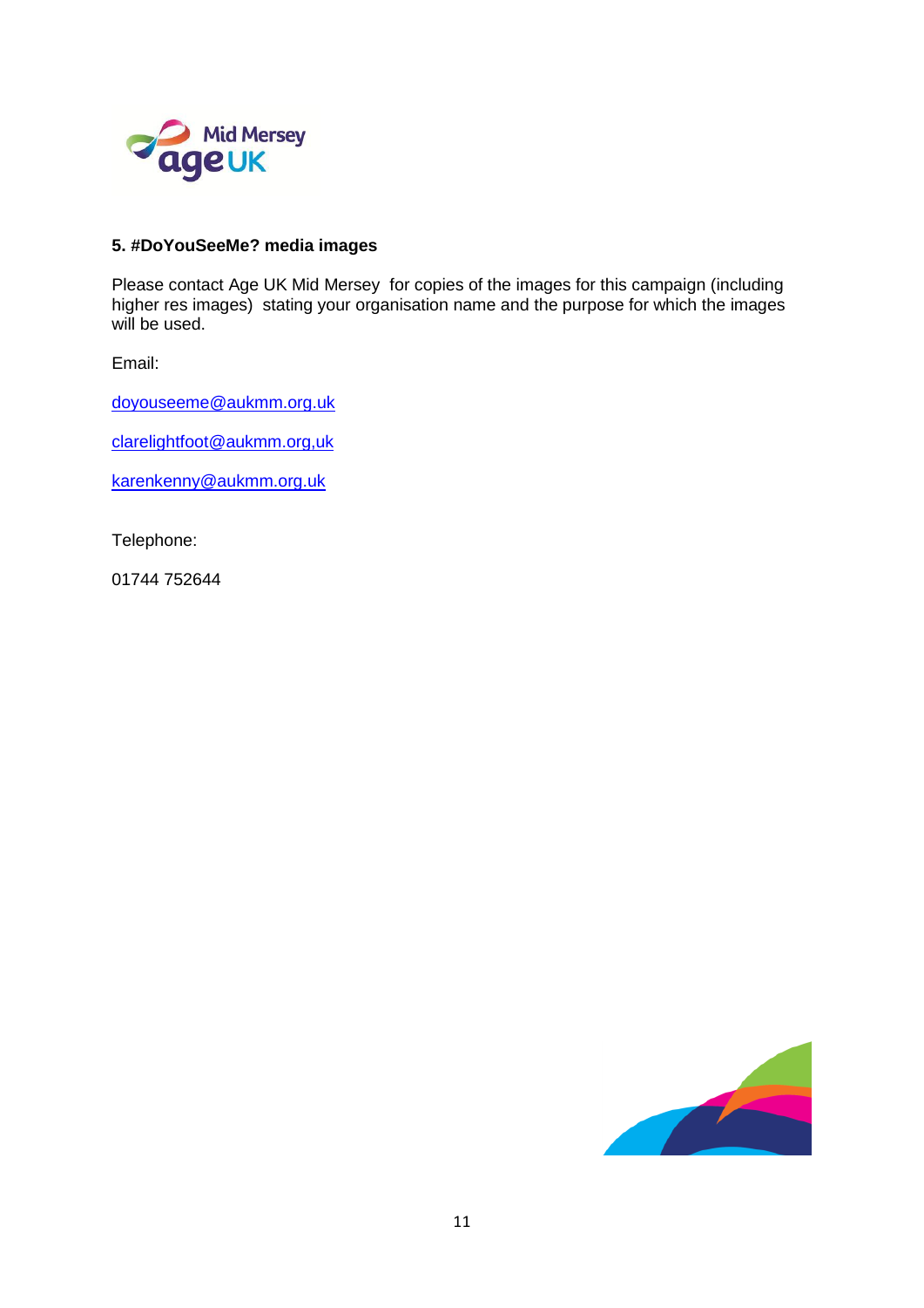## 5. #DoYouSeeMe? media images

Please contact Age UK Mid Mersey for copies of the images for this campaign (including higher res images) stating your organisation name and the purpose for which the images will be used.

Email:

doyouseeme@aukmm.org.uk

clarelightfoot@aukmm.org,uk

karenkenny@aukmm.org.uk

Telephone:

01744 752644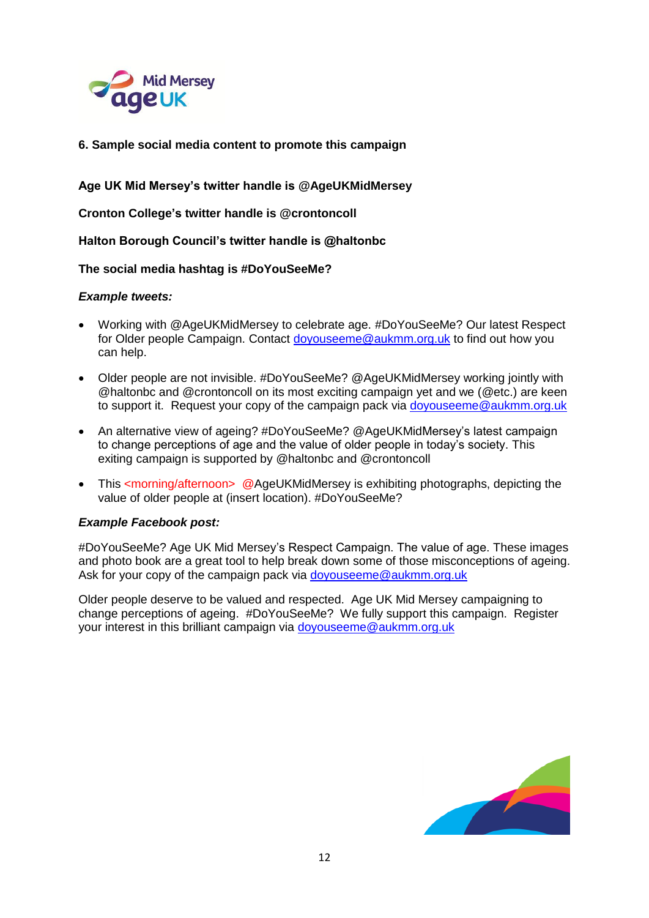## 6. Sample social media content to promote this campaign

**Age UK Mid Mersey's twitter handle is @AgeUKMidMersey**

**Cronton College's twitter handle is @crontoncoll**

**Halton Borough Council's twitter handle is @haltonbc**

**The social media hashtag is #DoYouSeeMe?**

***Example tweets:***

- Working with @AgeUKMidMersey to celebrate age. #DoYouSeeMe? Our latest Respect for Older people Campaign. Contact doyouseeme@aukmm.org.uk to find out how you can help.
- Older people are not invisible. #DoYouSeeMe? @AgeUKMidMersey working jointly with @haltonbc and @crontoncoll on its most exciting campaign yet and we (@etc.) are keen to support it. Request your copy of the campaign pack via doyouseeme@aukmm.org.uk
- An alternative view of ageing? #DoYouSeeMe? @AgeUKMidMersey's latest campaign to change perceptions of age and the value of older people in today's society. This exiting campaign is supported by @haltonbc and @crontoncoll
- This <morning/afternoon> @AgeUKMidMersey is exhibiting photographs, depicting the value of older people at (insert location). #DoYouSeeMe?

***Example Facebook post:***

#DoYouSeeMe? Age UK Mid Mersey's Respect Campaign. The value of age. These images and photo book are a great tool to help break down some of those misconceptions of ageing. Ask for your copy of the campaign pack via doyouseeme@aukmm.org.uk

Older people deserve to be valued and respected. Age UK Mid Mersey campaigning to change perceptions of ageing. #DoYouSeeMe? We fully support this campaign. Register your interest in this brilliant campaign via doyouseeme@aukmm.org.uk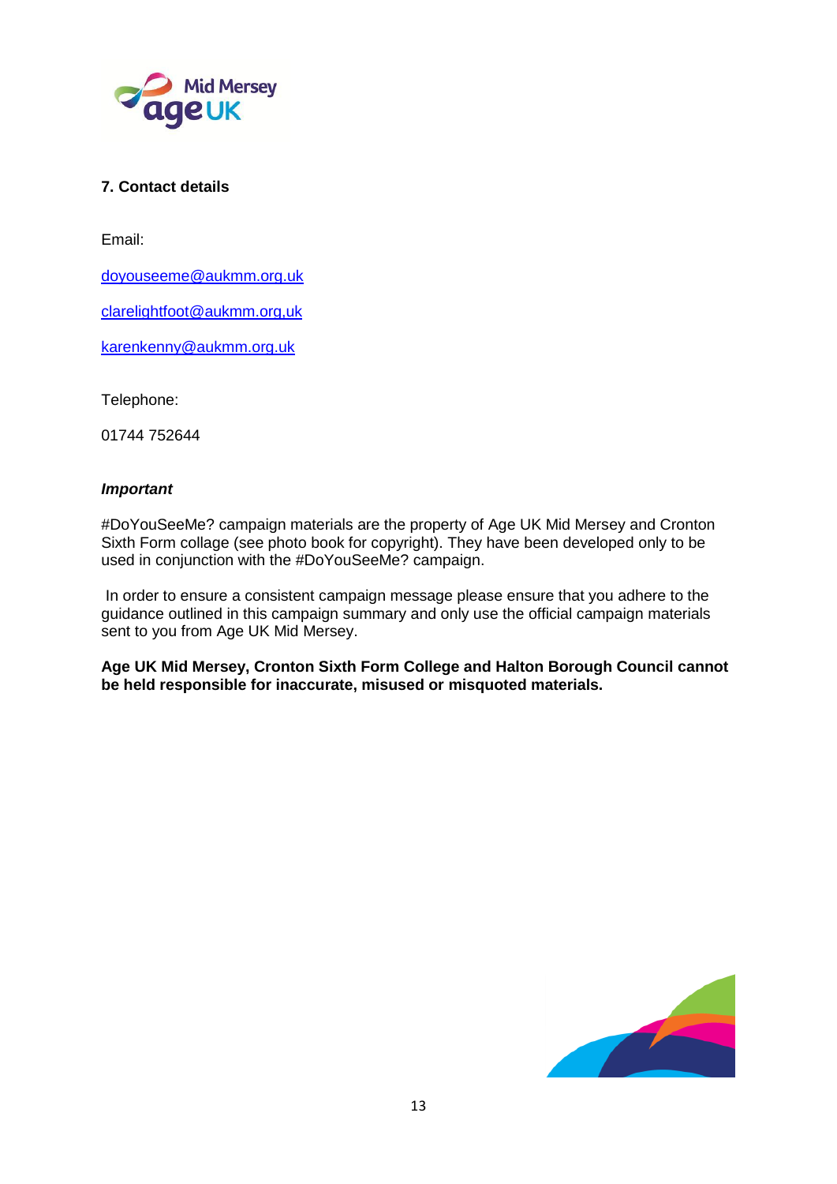## 7. Contact details

Email:

doyouseeme@aukmm.org.uk

clarelightfoot@aukmm.org,uk

karenkenny@aukmm.org.uk

Telephone:

01744 752644

***Important***

#DoYouSeeMe? campaign materials are the property of Age UK Mid Mersey and Cronton Sixth Form collage (see photo book for copyright). They have been developed only to be used in conjunction with the #DoYouSeeMe? campaign.

In order to ensure a consistent campaign message please ensure that you adhere to the guidance outlined in this campaign summary and only use the official campaign materials sent to you from Age UK Mid Mersey.

**Age UK Mid Mersey, Cronton Sixth Form College and Halton Borough Council cannot be held responsible for inaccurate, misused or misquoted materials.**